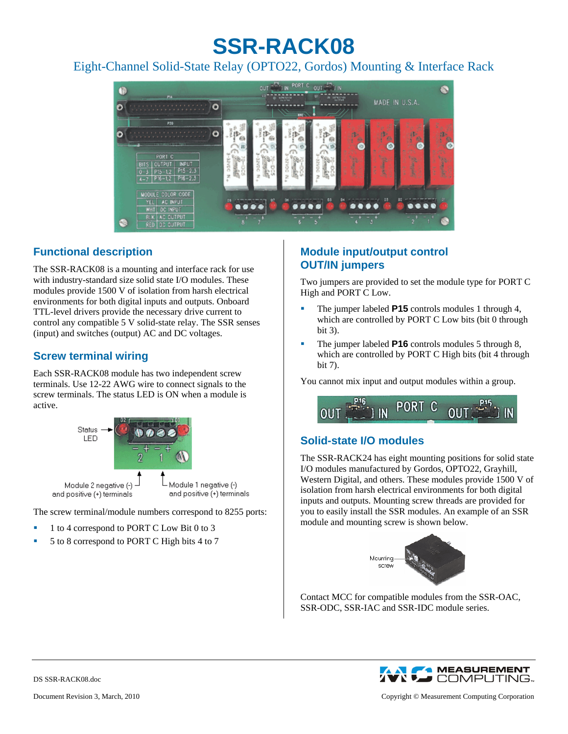# SSR-RACK08

Eight-Channel Solid-State Relay (OPTO22, Gordos) Mounting & Interface Rack

## Functional description

The SSR-RACK08 is a mounting and interface rack for use with industry-standard size solid state I/O modules. These modules provide 1500 V of isolation from harsh electrical environments for both digital inputs and outputs. Onboard TTL-level drivers provide the necessary drive current to control any compatible 5 V solid-state relay. The SSR senses (input) and switches (output) AC and DC voltages.

## Screw terminal wiring

Each SSR-RACK08 module has two independent screw terminals. Use 12-22 AWG wire to connect signals to the screw terminals. The status LED is ON when a module is active.

The screw terminal/module numbers correspond to 8255 ports:

- 1 to 4 correspond to PORT C Low Bit 0 to 3
- 5 to 8 correspond to PORT C High bits 4 to 7

## Module input/output control OUT/IN jumpers

Two jumpers are provided to set the module type for PORT C High and PORT C Low.

- The jumper labeled **P15** controls modules 1 through 4, which are controlled by PORT C Low bits (bit 0 through bit 3).
- The jumper labeled **P16** controls modules 5 through 8, which are controlled by PORT C High bits (bit 4 through bit 7).

You cannot mix input and output modules within a group.

## Solid-state I/O modules

The SSR-RACK24 has eight mounting positions for solid state I/O modules manufactured by Gordos, OPTO22, Grayhill, Western Digital, and others. These modules provide 1500 V of isolation from harsh electrical environments for both digital inputs and outputs. Mounting screw threads are provided for you to easily install the SSR modules. An example of an SSR module and mounting screw is shown below.

Contact MCC for compatible modules from the SSR-OAC, SSR-ODC, SSR-IAC and SSR-IDC module series.

DS SSR-RACK08.doc

Document Revision 3, March, 2010

Copyright © Measurement Computing Corporation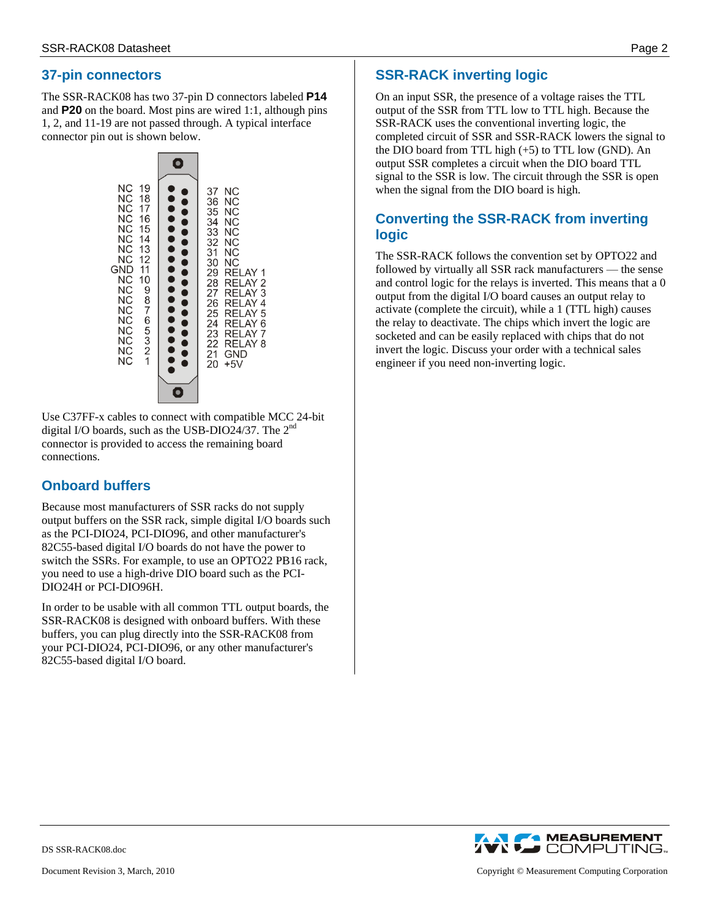## 37-pin connectors

The SSR-RACK08 has two 37-pin D connectors labeled **P14** and **P20** on the board. Most pins are wired 1:1, although pins 1, 2, and 11-19 are not passed through. A typical interface connector pin out is shown below.

NC 19
NC 18
NC 17
NC 16
NC 15
NC 14
NC 13
NC 12
GND 11
NC 10
NC 9
NC 8
NC 7
NC 6
NC 5
NC 3
NC 2
NC 1

37 NC
36 NC
35 NC
34 NC
33 NC
32 NC
31 NC
30 NC
29 RELAY 1
28 RELAY 2
27 RELAY 3
26 RELAY 4
25 RELAY 5
24 RELAY 6
23 RELAY 7
22 RELAY 8
21 GND
20 +5V

Use C37FF-x cables to connect with compatible MCC 24-bit digital I/O boards, such as the USB-DIO24/37. The 2nd connector is provided to access the remaining board connections.

## Onboard buffers

Because most manufacturers of SSR racks do not supply output buffers on the SSR rack, simple digital I/O boards such as the PCI-DIO24, PCI-DIO96, and other manufacturer's 82C55-based digital I/O boards do not have the power to switch the SSRs. For example, to use an OPTO22 PB16 rack, you need to use a high-drive DIO board such as the PCI-DIO24H or PCI-DIO96H.

In order to be usable with all common TTL output boards, the SSR-RACK08 is designed with onboard buffers. With these buffers, you can plug directly into the SSR-RACK08 from your PCI-DIO24, PCI-DIO96, or any other manufacturer's 82C55-based digital I/O board.

## SSR-RACK inverting logic

On an input SSR, the presence of a voltage raises the TTL output of the SSR from TTL low to TTL high. Because the SSR-RACK uses the conventional inverting logic, the completed circuit of SSR and SSR-RACK lowers the signal to the DIO board from TTL high (+5) to TTL low (GND). An output SSR completes a circuit when the DIO board TTL signal to the SSR is low. The circuit through the SSR is open when the signal from the DIO board is high.

## Converting the SSR-RACK from inverting logic

The SSR-RACK follows the convention set by OPTO22 and followed by virtually all SSR rack manufacturers — the sense and control logic for the relays is inverted. This means that a 0 output from the digital I/O board causes an output relay to activate (complete the circuit), while a 1 (TTL high) causes the relay to deactivate. The chips which invert the logic are socketed and can be easily replaced with chips that do not invert the logic. Discuss your order with a technical sales engineer if you need non-inverting logic.